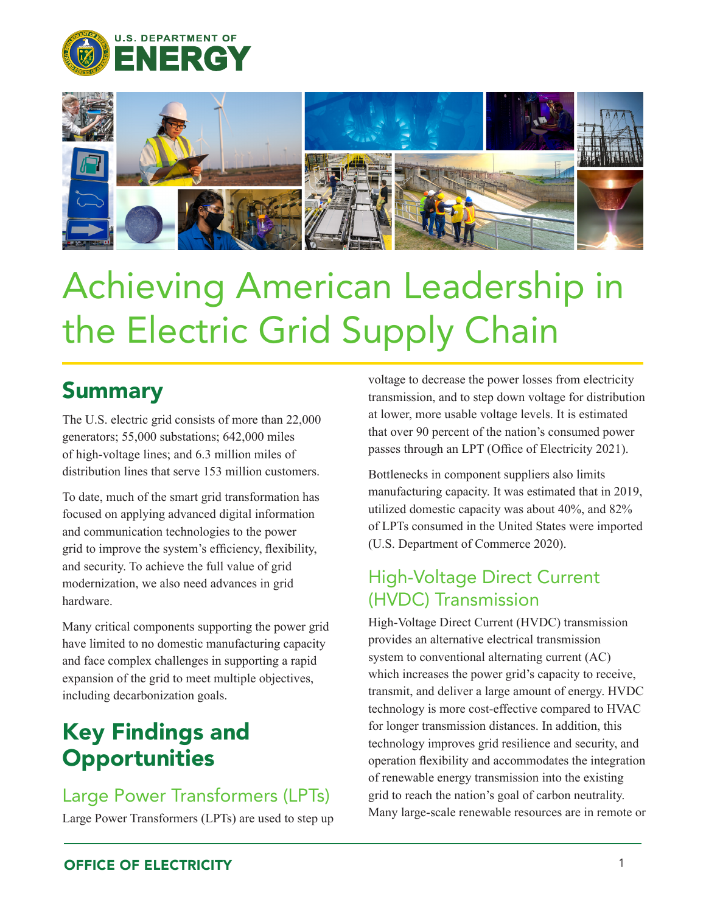U.S. DEPARTMENT OF ENERGY

# Achieving American Leadership in the Electric Grid Supply Chain

## Summary

The U.S. electric grid consists of more than 22,000 generators; 55,000 substations; 642,000 miles of high-voltage lines; and 6.3 million miles of distribution lines that serve 153 million customers.

To date, much of the smart grid transformation has focused on applying advanced digital information and communication technologies to the power grid to improve the system's efficiency, flexibility, and security. To achieve the full value of grid modernization, we also need advances in grid hardware.

Many critical components supporting the power grid have limited to no domestic manufacturing capacity and face complex challenges in supporting a rapid expansion of the grid to meet multiple objectives, including decarbonization goals.

## Key Findings and Opportunities

### Large Power Transformers (LPTs)

Large Power Transformers (LPTs) are used to step up voltage to decrease the power losses from electricity transmission, and to step down voltage for distribution at lower, more usable voltage levels. It is estimated that over 90 percent of the nation's consumed power passes through an LPT (Office of Electricity 2021).

Bottlenecks in component suppliers also limits manufacturing capacity. It was estimated that in 2019, utilized domestic capacity was about 40%, and 82% of LPTs consumed in the United States were imported (U.S. Department of Commerce 2020).

### High-Voltage Direct Current (HVDC) Transmission

High-Voltage Direct Current (HVDC) transmission provides an alternative electrical transmission system to conventional alternating current (AC) which increases the power grid's capacity to receive, transmit, and deliver a large amount of energy. HVDC technology is more cost-effective compared to HVAC for longer transmission distances. In addition, this technology improves grid resilience and security, and operation flexibility and accommodates the integration of renewable energy transmission into the existing grid to reach the nation's goal of carbon neutrality. Many large-scale renewable resources are in remote or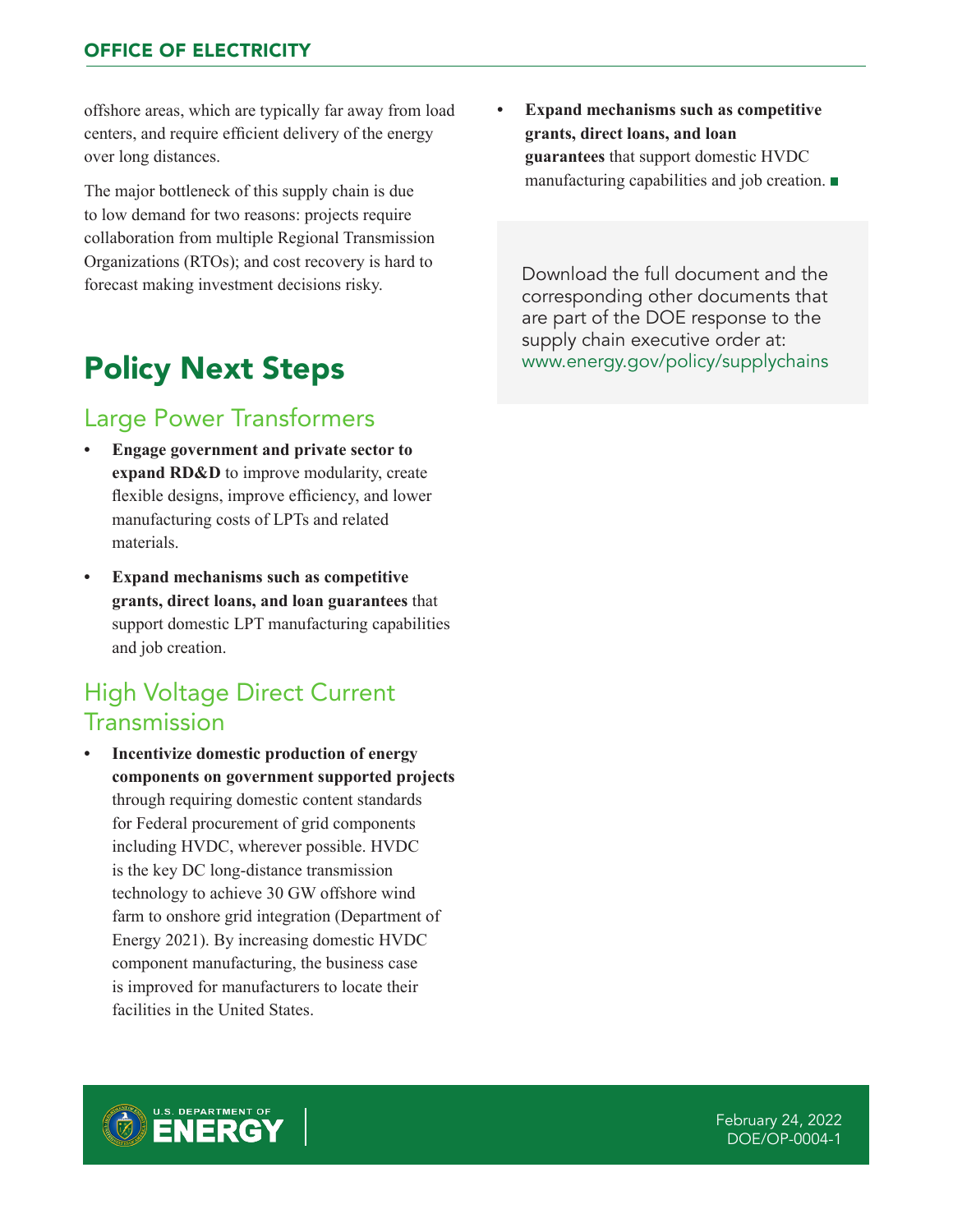offshore areas, which are typically far away from load centers, and require efficient delivery of the energy over long distances.

The major bottleneck of this supply chain is due to low demand for two reasons: projects require collaboration from multiple Regional Transmission Organizations (RTOs); and cost recovery is hard to forecast making investment decisions risky.

# Policy Next Steps

## Large Power Transformers

- **Engage government and private sector to expand RD&D** to improve modularity, create flexible designs, improve efficiency, and lower manufacturing costs of LPTs and related materials.
- **Expand mechanisms such as competitive grants, direct loans, and loan guarantees** that support domestic LPT manufacturing capabilities and job creation.

## High Voltage Direct Current Transmission

- **Incentivize domestic production of energy components on government supported projects** through requiring domestic content standards for Federal procurement of grid components including HVDC, wherever possible. HVDC is the key DC long-distance transmission technology to achieve 30 GW offshore wind farm to onshore grid integration (Department of Energy 2021). By increasing domestic HVDC component manufacturing, the business case is improved for manufacturers to locate their facilities in the United States.
- **Expand mechanisms such as competitive grants, direct loans, and loan guarantees** that support domestic HVDC manufacturing capabilities and job creation. ■

Download the full document and the corresponding other documents that are part of the DOE response to the supply chain executive order at: www.energy.gov/policy/supplychains

February 24, 2022
DOE/OP-0004-1